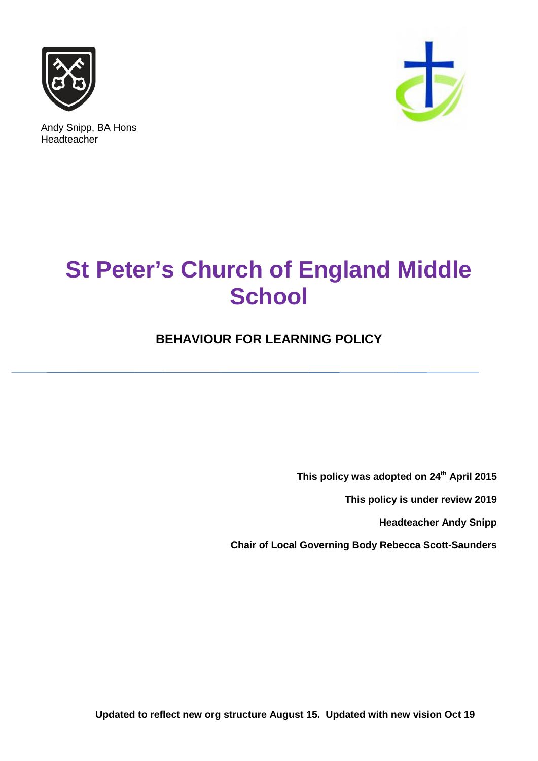Andy Snipp, BA Hons
Headteacher

# St Peter's Church of England Middle School

## BEHAVIOUR FOR LEARNING POLICY

---

**This policy was adopted on 24th April 2015**

**This policy is under review 2019**

**Headteacher Andy Snipp**

**Chair of Local Governing Body Rebecca Scott-Saunders**

**Updated to reflect new org structure August 15. Updated with new vision Oct 19**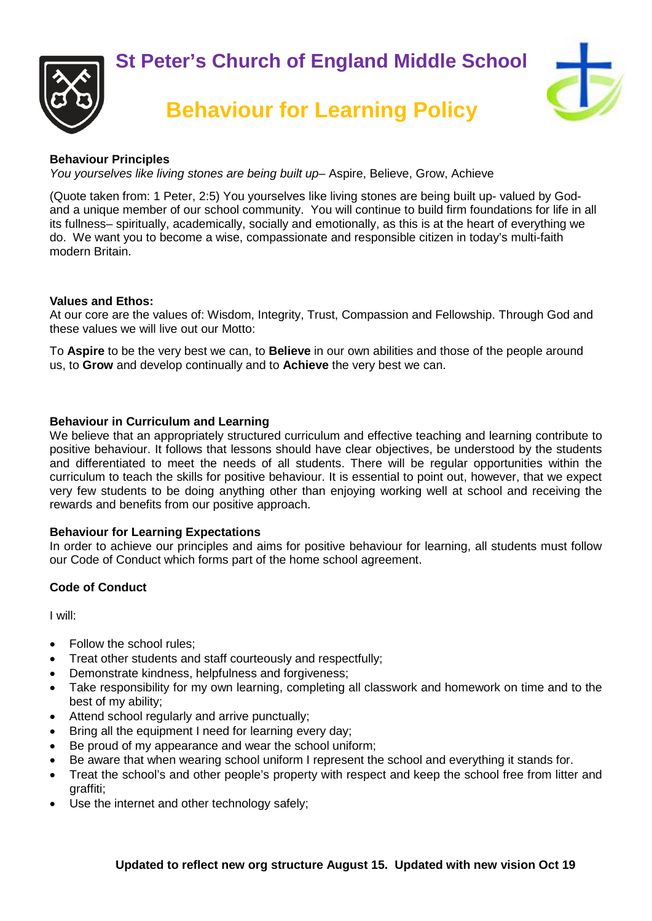# St Peter's Church of England Middle School

# Behaviour for Learning Policy

**Behaviour Principles**

*You yourselves like living stones are being built up*– Aspire, Believe, Grow, Achieve

(Quote taken from: 1 Peter, 2:5) You yourselves like living stones are being built up- valued by God- and a unique member of our school community. You will continue to build firm foundations for life in all its fullness– spiritually, academically, socially and emotionally, as this is at the heart of everything we do. We want you to become a wise, compassionate and responsible citizen in today's multi-faith modern Britain.

**Values and Ethos:**

At our core are the values of: Wisdom, Integrity, Trust, Compassion and Fellowship. Through God and these values we will live out our Motto:

To **Aspire** to be the very best we can, to **Believe** in our own abilities and those of the people around us, to **Grow** and develop continually and to **Achieve** the very best we can.

**Behaviour in Curriculum and Learning**

We believe that an appropriately structured curriculum and effective teaching and learning contribute to positive behaviour. It follows that lessons should have clear objectives, be understood by the students and differentiated to meet the needs of all students. There will be regular opportunities within the curriculum to teach the skills for positive behaviour. It is essential to point out, however, that we expect very few students to be doing anything other than enjoying working well at school and receiving the rewards and benefits from our positive approach.

**Behaviour for Learning Expectations**

In order to achieve our principles and aims for positive behaviour for learning, all students must follow our Code of Conduct which forms part of the home school agreement.

**Code of Conduct**

I will:

- Follow the school rules;
- Treat other students and staff courteously and respectfully;
- Demonstrate kindness, helpfulness and forgiveness;
- Take responsibility for my own learning, completing all classwork and homework on time and to the best of my ability;
- Attend school regularly and arrive punctually;
- Bring all the equipment I need for learning every day;
- Be proud of my appearance and wear the school uniform;
- Be aware that when wearing school uniform I represent the school and everything it stands for.
- Treat the school's and other people's property with respect and keep the school free from litter and graffiti;
- Use the internet and other technology safely;

**Updated to reflect new org structure August 15. Updated with new vision Oct 19**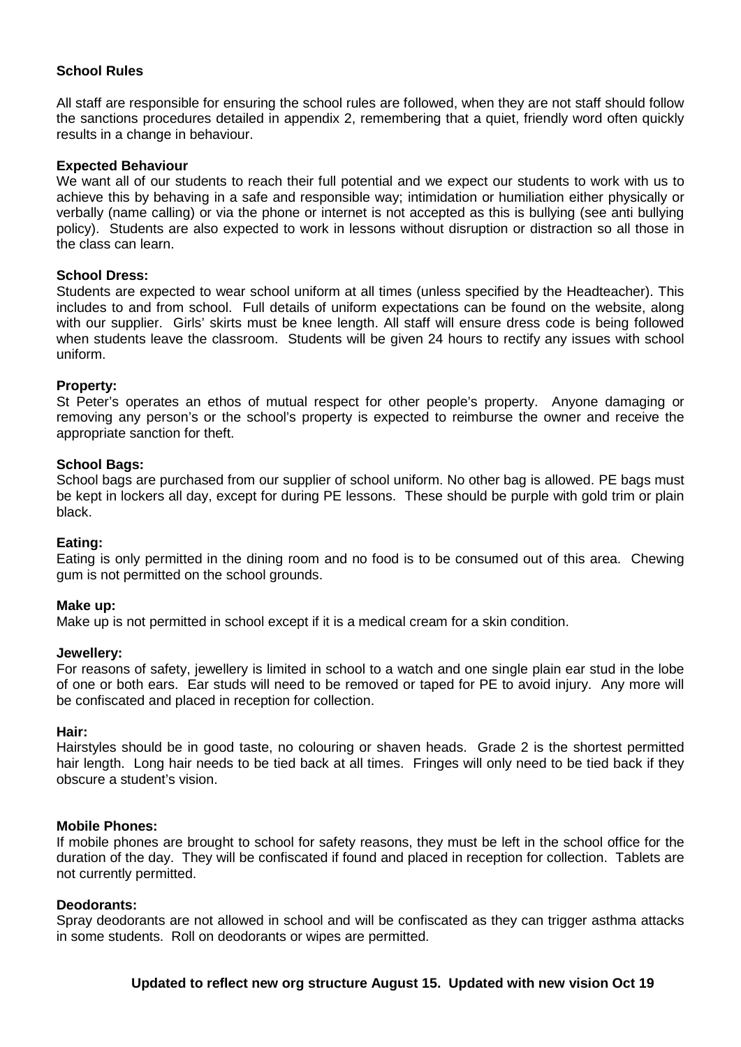### School Rules

All staff are responsible for ensuring the school rules are followed, when they are not staff should follow the sanctions procedures detailed in appendix 2, remembering that a quiet, friendly word often quickly results in a change in behaviour.

**Expected Behaviour**

We want all of our students to reach their full potential and we expect our students to work with us to achieve this by behaving in a safe and responsible way; intimidation or humiliation either physically or verbally (name calling) or via the phone or internet is not accepted as this is bullying (see anti bullying policy). Students are also expected to work in lessons without disruption or distraction so all those in the class can learn.

**School Dress:**

Students are expected to wear school uniform at all times (unless specified by the Headteacher). This includes to and from school. Full details of uniform expectations can be found on the website, along with our supplier. Girls' skirts must be knee length. All staff will ensure dress code is being followed when students leave the classroom. Students will be given 24 hours to rectify any issues with school uniform.

**Property:**

St Peter's operates an ethos of mutual respect for other people's property. Anyone damaging or removing any person's or the school's property is expected to reimburse the owner and receive the appropriate sanction for theft.

**School Bags:**

School bags are purchased from our supplier of school uniform. No other bag is allowed. PE bags must be kept in lockers all day, except for during PE lessons. These should be purple with gold trim or plain black.

**Eating:**

Eating is only permitted in the dining room and no food is to be consumed out of this area. Chewing gum is not permitted on the school grounds.

**Make up:**

Make up is not permitted in school except if it is a medical cream for a skin condition.

**Jewellery:**

For reasons of safety, jewellery is limited in school to a watch and one single plain ear stud in the lobe of one or both ears. Ear studs will need to be removed or taped for PE to avoid injury. Any more will be confiscated and placed in reception for collection.

**Hair:**

Hairstyles should be in good taste, no colouring or shaven heads. Grade 2 is the shortest permitted hair length. Long hair needs to be tied back at all times. Fringes will only need to be tied back if they obscure a student's vision.

**Mobile Phones:**

If mobile phones are brought to school for safety reasons, they must be left in the school office for the duration of the day. They will be confiscated if found and placed in reception for collection. Tablets are not currently permitted.

**Deodorants:**

Spray deodorants are not allowed in school and will be confiscated as they can trigger asthma attacks in some students. Roll on deodorants or wipes are permitted.

**Updated to reflect new org structure August 15. Updated with new vision Oct 19**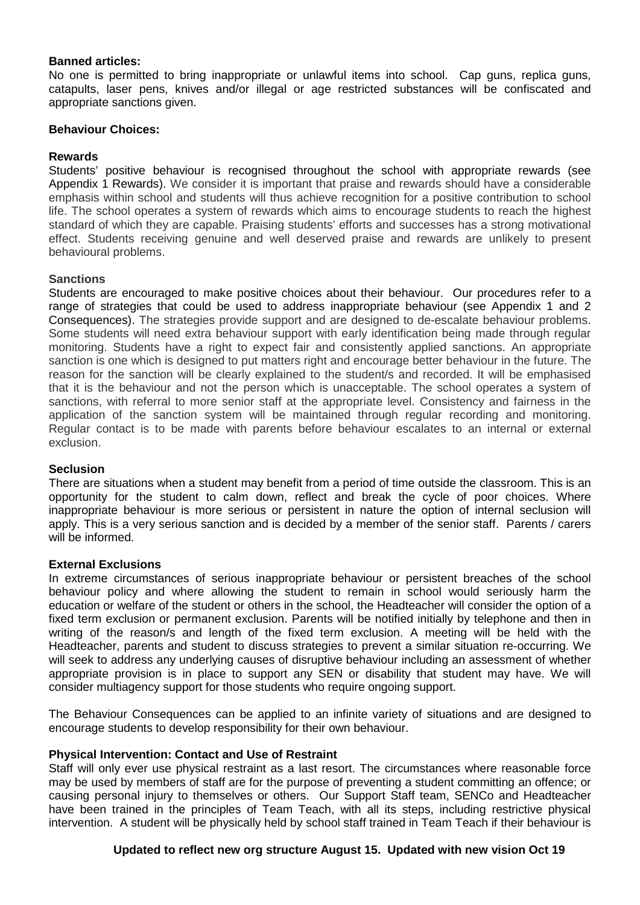**Banned articles:**
No one is permitted to bring inappropriate or unlawful items into school. Cap guns, replica guns, catapults, laser pens, knives and/or illegal or age restricted substances will be confiscated and appropriate sanctions given.

**Behaviour Choices:**

**Rewards**
Students' positive behaviour is recognised throughout the school with appropriate rewards (see Appendix 1 Rewards). We consider it is important that praise and rewards should have a considerable emphasis within school and students will thus achieve recognition for a positive contribution to school life. The school operates a system of rewards which aims to encourage students to reach the highest standard of which they are capable. Praising students' efforts and successes has a strong motivational effect. Students receiving genuine and well deserved praise and rewards are unlikely to present behavioural problems.

**Sanctions**
Students are encouraged to make positive choices about their behaviour. Our procedures refer to a range of strategies that could be used to address inappropriate behaviour (see Appendix 1 and 2 Consequences). The strategies provide support and are designed to de-escalate behaviour problems. Some students will need extra behaviour support with early identification being made through regular monitoring. Students have a right to expect fair and consistently applied sanctions. An appropriate sanction is one which is designed to put matters right and encourage better behaviour in the future. The reason for the sanction will be clearly explained to the student/s and recorded. It will be emphasised that it is the behaviour and not the person which is unacceptable. The school operates a system of sanctions, with referral to more senior staff at the appropriate level. Consistency and fairness in the application of the sanction system will be maintained through regular recording and monitoring. Regular contact is to be made with parents before behaviour escalates to an internal or external exclusion.

**Seclusion**
There are situations when a student may benefit from a period of time outside the classroom. This is an opportunity for the student to calm down, reflect and break the cycle of poor choices. Where inappropriate behaviour is more serious or persistent in nature the option of internal seclusion will apply. This is a very serious sanction and is decided by a member of the senior staff. Parents / carers will be informed.

**External Exclusions**
In extreme circumstances of serious inappropriate behaviour or persistent breaches of the school behaviour policy and where allowing the student to remain in school would seriously harm the education or welfare of the student or others in the school, the Headteacher will consider the option of a fixed term exclusion or permanent exclusion. Parents will be notified initially by telephone and then in writing of the reason/s and length of the fixed term exclusion. A meeting will be held with the Headteacher, parents and student to discuss strategies to prevent a similar situation re-occurring. We will seek to address any underlying causes of disruptive behaviour including an assessment of whether appropriate provision is in place to support any SEN or disability that student may have. We will consider multiagency support for those students who require ongoing support.

The Behaviour Consequences can be applied to an infinite variety of situations and are designed to encourage students to develop responsibility for their own behaviour.

**Physical Intervention: Contact and Use of Restraint**
Staff will only ever use physical restraint as a last resort. The circumstances where reasonable force may be used by members of staff are for the purpose of preventing a student committing an offence; or causing personal injury to themselves or others. Our Support Staff team, SENCo and Headteacher have been trained in the principles of Team Teach, with all its steps, including restrictive physical intervention. A student will be physically held by school staff trained in Team Teach if their behaviour is

**Updated to reflect new org structure August 15. Updated with new vision Oct 19**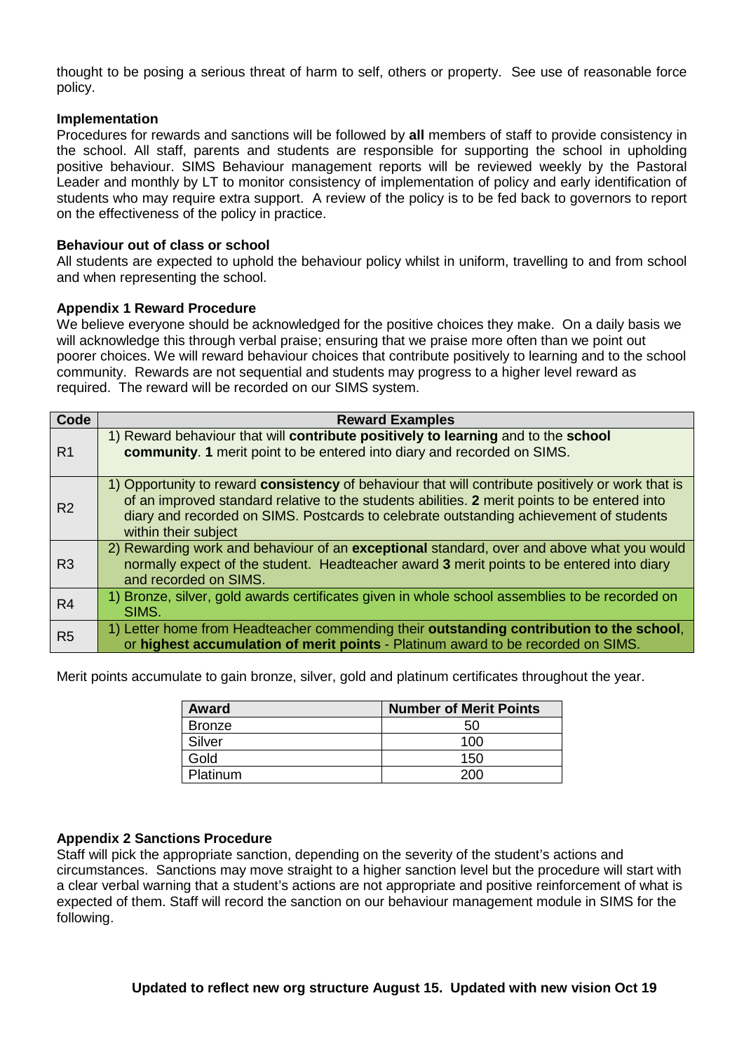thought to be posing a serious threat of harm to self, others or property. See use of reasonable force policy.

**Implementation**

Procedures for rewards and sanctions will be followed by **all** members of staff to provide consistency in the school. All staff, parents and students are responsible for supporting the school in upholding positive behaviour. SIMS Behaviour management reports will be reviewed weekly by the Pastoral Leader and monthly by LT to monitor consistency of implementation of policy and early identification of students who may require extra support. A review of the policy is to be fed back to governors to report on the effectiveness of the policy in practice.

**Behaviour out of class or school**

All students are expected to uphold the behaviour policy whilst in uniform, travelling to and from school and when representing the school.

**Appendix 1 Reward Procedure**

We believe everyone should be acknowledged for the positive choices they make. On a daily basis we will acknowledge this through verbal praise; ensuring that we praise more often than we point out poorer choices. We will reward behaviour choices that contribute positively to learning and to the school community. Rewards are not sequential and students may progress to a higher level reward as required. The reward will be recorded on our SIMS system.

| Code | Reward Examples |
|---|---|
| R1 | 1) Reward behaviour that will **contribute positively to learning** and to the **school community**. **1** merit point to be entered into diary and recorded on SIMS. |
| R2 | 1) Opportunity to reward **consistency** of behaviour that will contribute positively or work that is of an improved standard relative to the students abilities. **2** merit points to be entered into diary and recorded on SIMS. Postcards to celebrate outstanding achievement of students within their subject |
| R3 | 2) Rewarding work and behaviour of an **exceptional** standard, over and above what you would normally expect of the student. Headteacher award **3** merit points to be entered into diary and recorded on SIMS. |
| R4 | 1) Bronze, silver, gold awards certificates given in whole school assemblies to be recorded on SIMS. |
| R5 | 1) Letter home from Headteacher commending their **outstanding contribution to the school**, or **highest accumulation of merit points** - Platinum award to be recorded on SIMS. |

Merit points accumulate to gain bronze, silver, gold and platinum certificates throughout the year.

| Award | Number of Merit Points |
|---|---|
| Bronze | 50 |
| Silver | 100 |
| Gold | 150 |
| Platinum | 200 |

**Appendix 2 Sanctions Procedure**

Staff will pick the appropriate sanction, depending on the severity of the student's actions and circumstances. Sanctions may move straight to a higher sanction level but the procedure will start with a clear verbal warning that a student's actions are not appropriate and positive reinforcement of what is expected of them. Staff will record the sanction on our behaviour management module in SIMS for the following.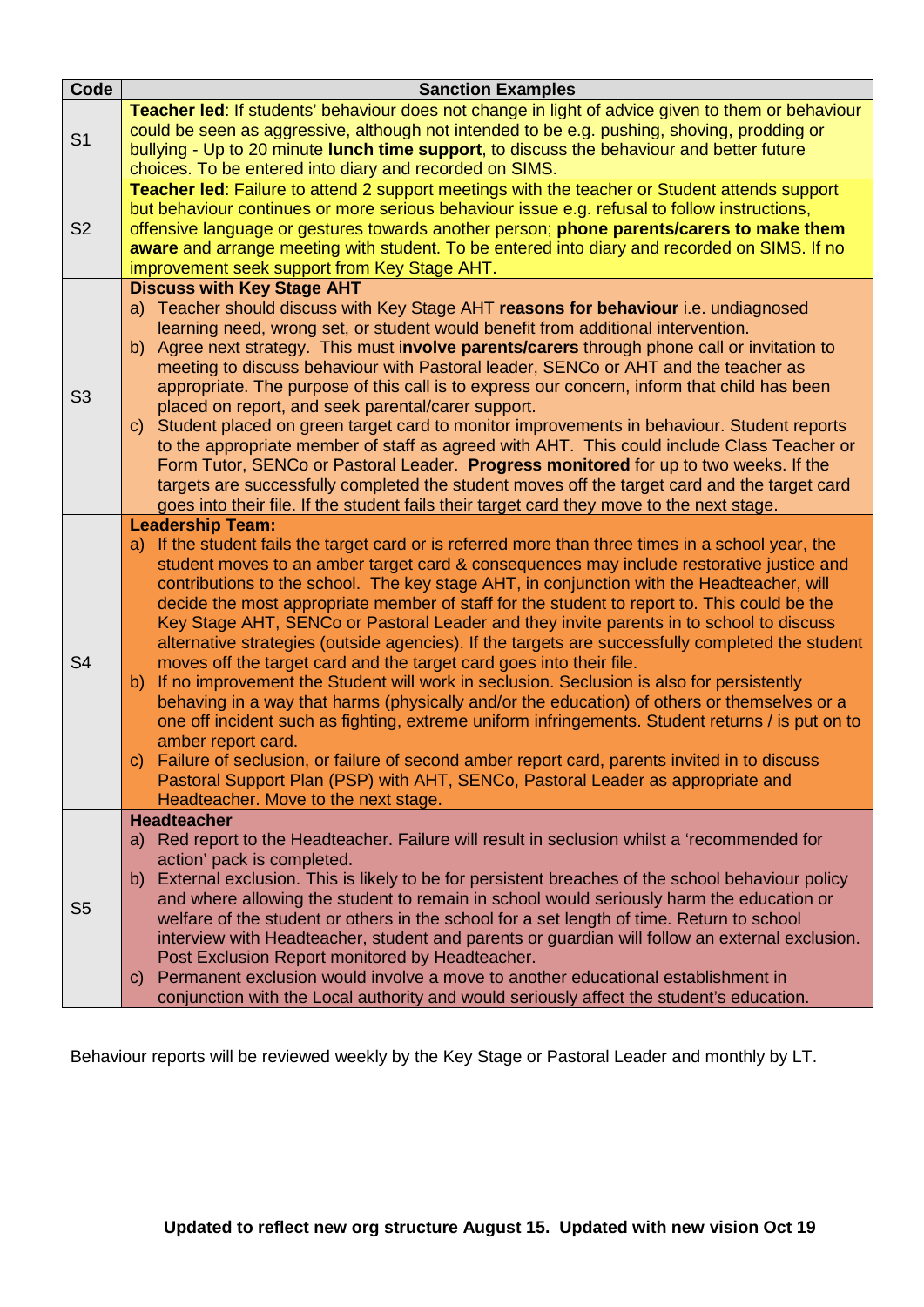| Code | Sanction Examples |
|---|---|
| S1 | **Teacher led**: If students' behaviour does not change in light of advice given to them or behaviour could be seen as aggressive, although not intended to be e.g. pushing, shoving, prodding or bullying - Up to 20 minute **lunch time support**, to discuss the behaviour and better future choices. To be entered into diary and recorded on SIMS. |
| S2 | **Teacher led**: Failure to attend 2 support meetings with the teacher or Student attends support but behaviour continues or more serious behaviour issue e.g. refusal to follow instructions, offensive language or gestures towards another person; **phone parents/carers to make them aware** and arrange meeting with student. To be entered into diary and recorded on SIMS. If no improvement seek support from Key Stage AHT. |
| S3 | **Discuss with Key Stage AHT**<br>a) Teacher should discuss with Key Stage AHT **reasons for behaviour** i.e. undiagnosed learning need, wrong set, or student would benefit from additional intervention.<br>b) Agree next strategy. This must **involve parents/carers** through phone call or invitation to meeting to discuss behaviour with Pastoral leader, SENCo or AHT and the teacher as appropriate. The purpose of this call is to express our concern, inform that child has been placed on report, and seek parental/carer support.<br>c) Student placed on green target card to monitor improvements in behaviour. Student reports to the appropriate member of staff as agreed with AHT. This could include Class Teacher or Form Tutor, SENCo or Pastoral Leader. **Progress monitored** for up to two weeks. If the targets are successfully completed the student moves off the target card and the target card goes into their file. If the student fails their target card they move to the next stage. |
| S4 | **Leadership Team:**<br>a) If the student fails the target card or is referred more than three times in a school year, the student moves to an amber target card & consequences may include restorative justice and contributions to the school. The key stage AHT, in conjunction with the Headteacher, will decide the most appropriate member of staff for the student to report to. This could be the Key Stage AHT, SENCo or Pastoral Leader and they invite parents in to school to discuss alternative strategies (outside agencies). If the targets are successfully completed the student moves off the target card and the target card goes into their file.<br>b) If no improvement the Student will work in seclusion. Seclusion is also for persistently behaving in a way that harms (physically and/or the education) of others or themselves or a one off incident such as fighting, extreme uniform infringements. Student returns / is put on to amber report card.<br>c) Failure of seclusion, or failure of second amber report card, parents invited in to discuss Pastoral Support Plan (PSP) with AHT, SENCo, Pastoral Leader as appropriate and Headteacher. Move to the next stage. |
| S5 | **Headteacher**<br>a) Red report to the Headteacher. Failure will result in seclusion whilst a 'recommended for action' pack is completed.<br>b) External exclusion. This is likely to be for persistent breaches of the school behaviour policy and where allowing the student to remain in school would seriously harm the education or welfare of the student or others in the school for a set length of time. Return to school interview with Headteacher, student and parents or guardian will follow an external exclusion. Post Exclusion Report monitored by Headteacher.<br>c) Permanent exclusion would involve a move to another educational establishment in conjunction with the Local authority and would seriously affect the student's education. |

Behaviour reports will be reviewed weekly by the Key Stage or Pastoral Leader and monthly by LT.

**Updated to reflect new org structure August 15. Updated with new vision Oct 19**